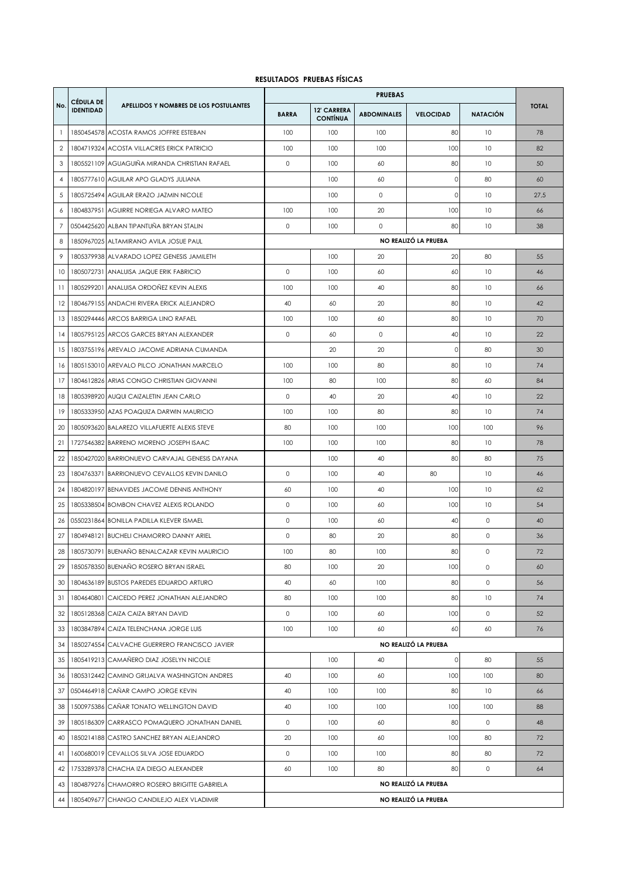# RESULTADOS PRUEBAS FÍSICAS

| No. | CÉDULA DE IDENTIDAD | APELLIDOS Y NOMBRES DE LOS POSTULANTES | PRUEBAS | | | | | TOTAL |
|---|---|---|---|---|---|---|---|---|
| | | | BARRA | 12' CARRERA CONTÍNUA | ABDOMINALES | VELOCIDAD | NATACIÓN | |
| 1 | 1850454578 | ACOSTA RAMOS JOFFRE ESTEBAN | 100 | 100 | 100 | 80 | 10 | 78 |
| 2 | 1804719324 | ACOSTA VILLACRES ERICK PATRICIO | 100 | 100 | 100 | 100 | 10 | 82 |
| 3 | 1805521109 | AGUAGUIÑA MIRANDA CHRISTIAN RAFAEL | 0 | 100 | 60 | 80 | 10 | 50 |
| 4 | 1805777610 | AGUILAR APO GLADYS JULIANA | | 100 | 60 | 0 | 80 | 60 |
| 5 | 1805725494 | AGUILAR ERAZO JAZMIN NICOLE | | 100 | 0 | 0 | 10 | 27,5 |
| 6 | 1804837951 | AGUIRRE NORIEGA ALVARO MATEO | 100 | 100 | 20 | 100 | 10 | 66 |
| 7 | 0504425620 | ALBAN TIPANTUÑA BRYAN STALIN | 0 | 100 | 0 | 80 | 10 | 38 |
| 8 | 1850967025 | ALTAMIRANO AVILA JOSUE PAUL | NO REALIZÓ LA PRUEBA | | | | | |
| 9 | 1805379938 | ALVARADO LOPEZ GENESIS JAMILETH | | 100 | 20 | 20 | 80 | 55 |
| 10 | 1805072731 | ANALUISA JAQUE ERIK FABRICIO | 0 | 100 | 60 | 60 | 10 | 46 |
| 11 | 1805299201 | ANALUISA ORDOÑEZ KEVIN ALEXIS | 100 | 100 | 40 | 80 | 10 | 66 |
| 12 | 1804679155 | ANDACHI RIVERA ERICK ALEJANDRO | 40 | 60 | 20 | 80 | 10 | 42 |
| 13 | 1850294446 | ARCOS BARRIGA LINO RAFAEL | 100 | 100 | 60 | 80 | 10 | 70 |
| 14 | 1805795125 | ARCOS GARCES BRYAN ALEXANDER | 0 | 60 | 0 | 40 | 10 | 22 |
| 15 | 1803755196 | AREVALO JACOME ADRIANA CUMANDA | | 20 | 20 | 0 | 80 | 30 |
| 16 | 1805153010 | AREVALO PILCO JONATHAN MARCELO | 100 | 100 | 80 | 80 | 10 | 74 |
| 17 | 1804612826 | ARIAS CONGO CHRISTIAN GIOVANNI | 100 | 80 | 100 | 80 | 60 | 84 |
| 18 | 1805398920 | AUQUI CAIZALETIN JEAN CARLO | 0 | 40 | 20 | 40 | 10 | 22 |
| 19 | 1805333950 | AZAS POAQUIZA DARWIN MAURICIO | 100 | 100 | 80 | 80 | 10 | 74 |
| 20 | 1805093620 | BALAREZO VILLAFUERTE ALEXIS STEVE | 80 | 100 | 100 | 100 | 100 | 96 |
| 21 | 1727546382 | BARRENO MORENO JOSEPH ISAAC | 100 | 100 | 100 | 80 | 10 | 78 |
| 22 | 1850427020 | BARRIONUEVO CARVAJAL GENESIS DAYANA | | 100 | 40 | 80 | 80 | 75 |
| 23 | 1804763371 | BARRIONUEVO CEVALLOS KEVIN DANILO | 0 | 100 | 40 | 80 | 10 | 46 |
| 24 | 1804820197 | BENAVIDES JACOME DENNIS ANTHONY | 60 | 100 | 40 | 100 | 10 | 62 |
| 25 | 1805338504 | BOMBON CHAVEZ ALEXIS ROLANDO | 0 | 100 | 60 | 100 | 10 | 54 |
| 26 | 0550231864 | BONILLA PADILLA KLEVER ISMAEL | 0 | 100 | 60 | 40 | 0 | 40 |
| 27 | 1804948121 | BUCHELI CHAMORRO DANNY ARIEL | 0 | 80 | 20 | 80 | 0 | 36 |
| 28 | 1805730791 | BUENAÑO BENALCAZAR KEVIN MAURICIO | 100 | 80 | 100 | 80 | 0 | 72 |
| 29 | 1850578350 | BUENAÑO ROSERO BRYAN ISRAEL | 80 | 100 | 20 | 100 | 0 | 60 |
| 30 | 1804636189 | BUSTOS PAREDES EDUARDO ARTURO | 40 | 60 | 100 | 80 | 0 | 56 |
| 31 | 1804640801 | CAICEDO PEREZ JONATHAN ALEJANDRO | 80 | 100 | 100 | 80 | 10 | 74 |
| 32 | 1805128368 | CAIZA CAIZA BRYAN DAVID | 0 | 100 | 60 | 100 | 0 | 52 |
| 33 | 1803847894 | CAIZA TELENCHANA JORGE LUIS | 100 | 100 | 60 | 60 | 60 | 76 |
| 34 | 1850274554 | CALVACHE GUERRERO FRANCISCO JAVIER | NO REALIZÓ LA PRUEBA | | | | | |
| 35 | 1805419213 | CAMAÑERO DIAZ JOSELYN NICOLE | | 100 | 40 | 0 | 80 | 55 |
| 36 | 1805312442 | CAMINO GRIJALVA WASHINGTON ANDRES | 40 | 100 | 60 | 100 | 100 | 80 |
| 37 | 0504464918 | CAÑAR CAMPO JORGE KEVIN | 40 | 100 | 100 | 80 | 10 | 66 |
| 38 | 1500975386 | CAÑAR TONATO WELLINGTON DAVID | 40 | 100 | 100 | 100 | 100 | 88 |
| 39 | 1805186309 | CARRASCO POMAQUERO JONATHAN DANIEL | 0 | 100 | 60 | 80 | 0 | 48 |
| 40 | 1850214188 | CASTRO SANCHEZ BRYAN ALEJANDRO | 20 | 100 | 60 | 100 | 80 | 72 |
| 41 | 1600680019 | CEVALLOS SILVA JOSE EDUARDO | 0 | 100 | 100 | 80 | 80 | 72 |
| 42 | 1753289378 | CHACHA IZA DIEGO ALEXANDER | 60 | 100 | 80 | 80 | 0 | 64 |
| 43 | 1804879276 | CHAMORRO ROSERO BRIGITTE GABRIELA | NO REALIZÓ LA PRUEBA | | | | | |
| 44 | 1805409677 | CHANGO CANDILEJO ALEX VLADIMIR | NO REALIZÓ LA PRUEBA | | | | | |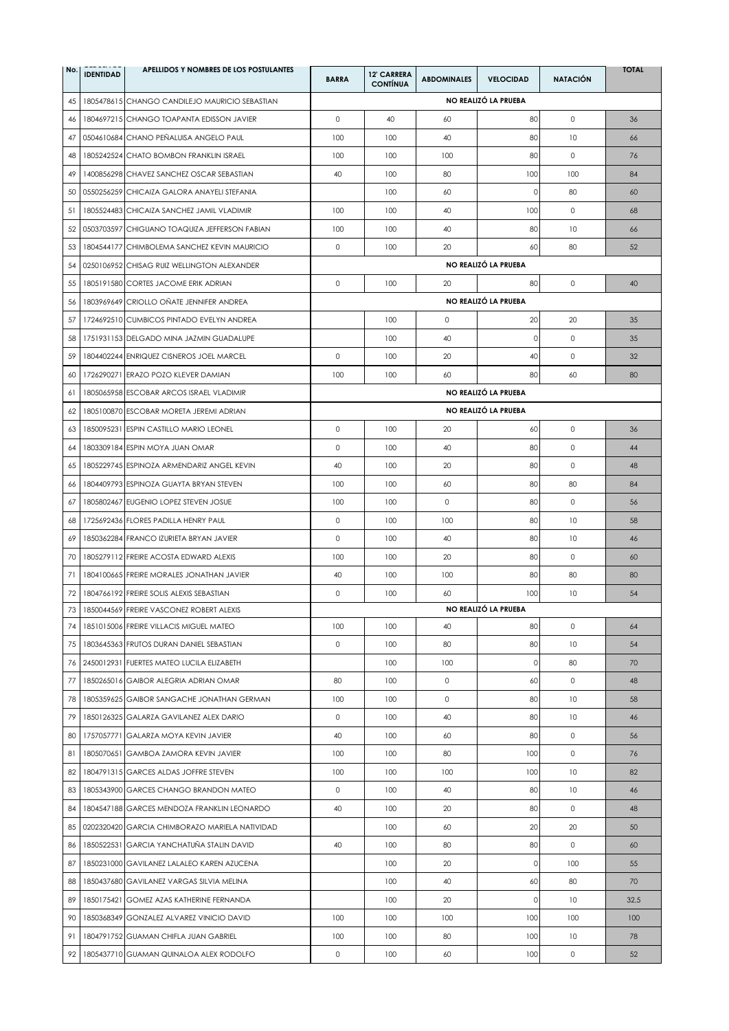| No. | IDENTIDAD | APELLIDOS Y NOMBRES DE LOS POSTULANTES | BARRA | 12' CARRERA CONTÍNUA | ABDOMINALES | VELOCIDAD | NATACIÓN | TOTAL |
|---|---|---|---|---|---|---|---|---|
| 45 | 1805478615 | CHANGO CANDILEJO MAURICIO SEBASTIAN | NO REALIZÓ LA PRUEBA | | | | | |
| 46 | 1804697215 | CHANGO TOAPANTA EDISSON JAVIER | 0 | 40 | 60 | 80 | 0 | 36 |
| 47 | 0504610684 | CHANO PEÑALUISA ANGELO PAUL | 100 | 100 | 40 | 80 | 10 | 66 |
| 48 | 1805242524 | CHATO BOMBON FRANKLIN ISRAEL | 100 | 100 | 100 | 80 | 0 | 76 |
| 49 | 1400856298 | CHAVEZ SANCHEZ OSCAR SEBASTIAN | 40 | 100 | 80 | 100 | 100 | 84 |
| 50 | 0550256259 | CHICAIZA GALORA ANAYELI STEFANIA | | 100 | 60 | 0 | 80 | 60 |
| 51 | 1805524483 | CHICAIZA SANCHEZ JAMIL VLADIMIR | 100 | 100 | 40 | 100 | 0 | 68 |
| 52 | 0503703597 | CHIGUANO TOAQUIZA JEFFERSON FABIAN | 100 | 100 | 40 | 80 | 10 | 66 |
| 53 | 1804544177 | CHIMBOLEMA SANCHEZ KEVIN MAURICIO | 0 | 100 | 20 | 60 | 80 | 52 |
| 54 | 0250106952 | CHISAG RUIZ WELLINGTON ALEXANDER | NO REALIZÓ LA PRUEBA | | | | | |
| 55 | 1805191580 | CORTES JACOME ERIK ADRIAN | 0 | 100 | 20 | 80 | 0 | 40 |
| 56 | 1803969649 | CRIOLLO OÑATE JENNIFER ANDREA | NO REALIZÓ LA PRUEBA | | | | | |
| 57 | 1724692510 | CUMBICOS PINTADO EVELYN ANDREA | | 100 | 0 | 20 | 20 | 35 |
| 58 | 1751931153 | DELGADO MINA JAZMIN GUADALUPE | | 100 | 40 | 0 | 0 | 35 |
| 59 | 1804402244 | ENRIQUEZ CISNEROS JOEL MARCEL | 0 | 100 | 20 | 40 | 0 | 32 |
| 60 | 1726290271 | ERAZO POZO KLEVER DAMIAN | 100 | 100 | 60 | 80 | 60 | 80 |
| 61 | 1805065958 | ESCOBAR ARCOS ISRAEL VLADIMIR | NO REALIZÓ LA PRUEBA | | | | | |
| 62 | 1805100870 | ESCOBAR MORETA JEREMI ADRIAN | NO REALIZÓ LA PRUEBA | | | | | |
| 63 | 1850095231 | ESPIN CASTILLO MARIO LEONEL | 0 | 100 | 20 | 60 | 0 | 36 |
| 64 | 1803309184 | ESPIN MOYA JUAN OMAR | 0 | 100 | 40 | 80 | 0 | 44 |
| 65 | 1805229745 | ESPINOZA ARMENDARIZ ANGEL KEVIN | 40 | 100 | 20 | 80 | 0 | 48 |
| 66 | 1804409793 | ESPINOZA GUAYTA BRYAN STEVEN | 100 | 100 | 60 | 80 | 80 | 84 |
| 67 | 1805802467 | EUGENIO LOPEZ STEVEN JOSUE | 100 | 100 | 0 | 80 | 0 | 56 |
| 68 | 1725692436 | FLORES PADILLA HENRY PAUL | 0 | 100 | 100 | 80 | 10 | 58 |
| 69 | 1850362284 | FRANCO IZURIETA BRYAN JAVIER | 0 | 100 | 40 | 80 | 10 | 46 |
| 70 | 1805279112 | FREIRE ACOSTA EDWARD ALEXIS | 100 | 100 | 20 | 80 | 0 | 60 |
| 71 | 1804100665 | FREIRE MORALES JONATHAN JAVIER | 40 | 100 | 100 | 80 | 80 | 80 |
| 72 | 1804766192 | FREIRE SOLIS ALEXIS SEBASTIAN | 0 | 100 | 60 | 100 | 10 | 54 |
| 73 | 1850044569 | FREIRE VASCONEZ ROBERT ALEXIS | NO REALIZÓ LA PRUEBA | | | | | |
| 74 | 1851015006 | FREIRE VILLACIS MIGUEL MATEO | 100 | 100 | 40 | 80 | 0 | 64 |
| 75 | 1803645363 | FRUTOS DURAN DANIEL SEBASTIAN | 0 | 100 | 80 | 80 | 10 | 54 |
| 76 | 2450012931 | FUERTES MATEO LUCILA ELIZABETH | | 100 | 100 | 0 | 80 | 70 |
| 77 | 1850265016 | GAIBOR ALEGRIA ADRIAN OMAR | 80 | 100 | 0 | 60 | 0 | 48 |
| 78 | 1805359625 | GAIBOR SANGACHE JONATHAN GERMAN | 100 | 100 | 0 | 80 | 10 | 58 |
| 79 | 1850126325 | GALARZA GAVILANEZ ALEX DARIO | 0 | 100 | 40 | 80 | 10 | 46 |
| 80 | 1757057771 | GALARZA MOYA KEVIN JAVIER | 40 | 100 | 60 | 80 | 0 | 56 |
| 81 | 1805070651 | GAMBOA ZAMORA KEVIN JAVIER | 100 | 100 | 80 | 100 | 0 | 76 |
| 82 | 1804791315 | GARCES ALDAS JOFFRE STEVEN | 100 | 100 | 100 | 100 | 10 | 82 |
| 83 | 1805343900 | GARCES CHANGO BRANDON MATEO | 0 | 100 | 40 | 80 | 10 | 46 |
| 84 | 1804547188 | GARCES MENDOZA FRANKLIN LEONARDO | 40 | 100 | 20 | 80 | 0 | 48 |
| 85 | 0202320420 | GARCIA CHIMBORAZO MARIELA NATIVIDAD | | 100 | 60 | 20 | 20 | 50 |
| 86 | 1850522531 | GARCIA YANCHATUÑA STALIN DAVID | 40 | 100 | 80 | 80 | 0 | 60 |
| 87 | 1850231000 | GAVILANEZ LALALEO KAREN AZUCENA | | 100 | 20 | 0 | 100 | 55 |
| 88 | 1850437680 | GAVILANEZ VARGAS SILVIA MELINA | | 100 | 40 | 60 | 80 | 70 |
| 89 | 1850175421 | GOMEZ AZAS KATHERINE FERNANDA | | 100 | 20 | 0 | 10 | 32,5 |
| 90 | 1850368349 | GONZALEZ ALVAREZ VINICIO DAVID | 100 | 100 | 100 | 100 | 100 | 100 |
| 91 | 1804791752 | GUAMAN CHIFLA JUAN GABRIEL | 100 | 100 | 80 | 100 | 10 | 78 |
| 92 | 1805437710 | GUAMAN QUINALOA ALEX RODOLFO | 0 | 100 | 60 | 100 | 0 | 52 |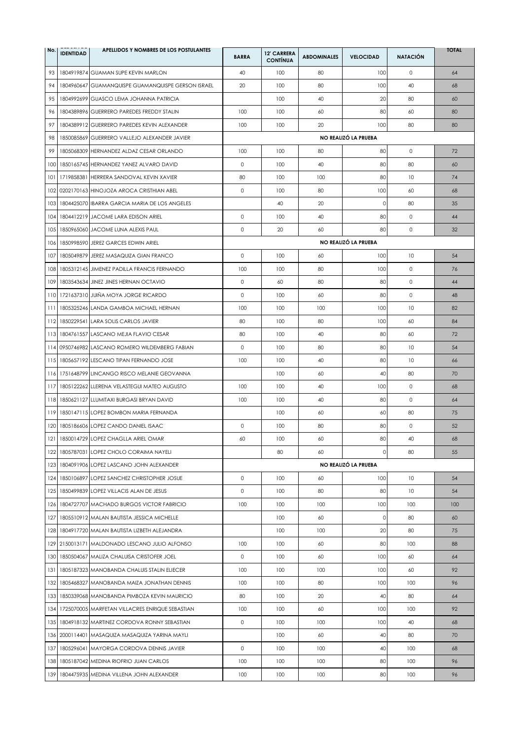| No. | IDENTIDAD | APELLIDOS Y NOMBRES DE LOS POSTULANTES | BARRA | 12' CARRERA CONTÍNUA | ABDOMINALES | VELOCIDAD | NATACIÓN | TOTAL |
|---|---|---|---|---|---|---|---|---|
| 93 | 1804919874 | GUAMAN SUPE KEVIN MARLON | 40 | 100 | 80 | 100 | 0 | 64 |
| 94 | 1804960647 | GUAMANQUISPE GUAMANQUISPE GERSON ISRAEL | 20 | 100 | 80 | 100 | 40 | 68 |
| 95 | 1804992699 | GUASCO LEMA JOHANNA PATRICIA | | 100 | 40 | 20 | 80 | 60 |
| 96 | 1804389896 | GUERRERO PAREDES FREDDY STALIN | 100 | 100 | 60 | 80 | 60 | 80 |
| 97 | 1804389912 | GUERRERO PAREDES KEVIN ALEXANDER | 100 | 100 | 20 | 100 | 80 | 80 |
| 98 | 1850085869 | GUERRERO VALLEJO ALEXANDER JAVIER | NO REALIZÓ LA PRUEBA | | | | | |
| 99 | 1805068309 | HERNANDEZ ALDAZ CESAR ORLANDO | 100 | 100 | 80 | 80 | 0 | 72 |
| 100 | 1850165745 | HERNANDEZ YANEZ ALVARO DAVID | 0 | 100 | 40 | 80 | 80 | 60 |
| 101 | 1719858381 | HERRERA SANDOVAL KEVIN XAVIER | 80 | 100 | 100 | 80 | 10 | 74 |
| 102 | 0202170163 | HINOJOZA AROCA CRISTHIAN ABEL | 0 | 100 | 80 | 100 | 60 | 68 |
| 103 | 1804425070 | IBARRA GARCIA MARIA DE LOS ANGELES | | 40 | 20 | 0 | 80 | 35 |
| 104 | 1804412219 | JACOME LARA EDISON ARIEL | 0 | 100 | 40 | 80 | 0 | 44 |
| 105 | 1850965060 | JACOME LUNA ALEXIS PAUL | 0 | 20 | 60 | 80 | 0 | 32 |
| 106 | 1850998590 | JEREZ GARCES EDWIN ARIEL | NO REALIZÓ LA PRUEBA | | | | | |
| 107 | 1805049879 | JEREZ MASAQUIZA GIAN FRANCO | 0 | 100 | 60 | 100 | 10 | 54 |
| 108 | 1805312145 | JIMENEZ PADILLA FRANCIS FERNANDO | 100 | 100 | 80 | 100 | 0 | 76 |
| 109 | 1803543634 | JINEZ JINES HERNAN OCTAVIO | 0 | 60 | 80 | 80 | 0 | 44 |
| 110 | 1721637310 | JUIÑA MOYA JORGE RICARDO | 0 | 100 | 60 | 80 | 0 | 48 |
| 111 | 1805325246 | LANDA GAMBOA MICHAEL HERNAN | 100 | 100 | 100 | 100 | 10 | 82 |
| 112 | 1850229541 | LARA SOLIS CARLOS JAVIER | 80 | 100 | 80 | 100 | 60 | 84 |
| 113 | 1804761557 | LASCANO MEJIA FLAVIO CESAR | 80 | 100 | 40 | 80 | 60 | 72 |
| 114 | 0950746982 | LASCANO ROMERO WILDEMBERG FABIAN | 0 | 100 | 80 | 80 | 10 | 54 |
| 115 | 1805657192 | LESCANO TIPAN FERNANDO JOSE | 100 | 100 | 40 | 80 | 10 | 66 |
| 116 | 1751648799 | LINCANGO RISCO MELANIE GEOVANNA | | 100 | 60 | 40 | 80 | 70 |
| 117 | 1805122262 | LLERENA VELASTEGUI MATEO AUGUSTO | 100 | 100 | 40 | 100 | 0 | 68 |
| 118 | 1850621127 | LLUMITAXI BURGASI BRYAN DAVID | 100 | 100 | 40 | 80 | 0 | 64 |
| 119 | 1850147115 | LOPEZ BOMBON MARIA FERNANDA | | 100 | 60 | 60 | 80 | 75 |
| 120 | 1805186606 | LOPEZ CANDO DANIEL ISAAC | 0 | 100 | 80 | 80 | 0 | 52 |
| 121 | 1850014729 | LOPEZ CHAGLLA ARIEL OMAR | 60 | 100 | 60 | 80 | 40 | 68 |
| 122 | 1805787031 | LOPEZ CHOLO CORAIMA NAYELI | | 80 | 60 | 0 | 80 | 55 |
| 123 | 1804091906 | LOPEZ LASCANO JOHN ALEXANDER | NO REALIZÓ LA PRUEBA | | | | | |
| 124 | 1850106897 | LOPEZ SANCHEZ CHRISTOPHER JOSUE | 0 | 100 | 60 | 100 | 10 | 54 |
| 125 | 1850499839 | LOPEZ VILLACIS ALAN DE JESUS | 0 | 100 | 80 | 80 | 10 | 54 |
| 126 | 1804727707 | MACHADO BURGOS VICTOR FABRICIO | 100 | 100 | 100 | 100 | 100 | 100 |
| 127 | 1805510912 | MALAN BAUTISTA JESSICA MICHELLE | | 100 | 60 | 0 | 80 | 60 |
| 128 | 1804917720 | MALAN BAUTISTA LIZBETH ALEJANDRA | | 100 | 100 | 20 | 80 | 75 |
| 129 | 2150013171 | MALDONADO LESCANO JULIO ALFONSO | 100 | 100 | 60 | 80 | 100 | 88 |
| 130 | 1850504067 | MALIZA CHALUISA CRISTOFER JOEL | 0 | 100 | 60 | 100 | 60 | 64 |
| 131 | 1805187323 | MANOBANDA CHALUIS STALIN ELIECER | 100 | 100 | 100 | 100 | 60 | 92 |
| 132 | 1805468327 | MANOBANDA MAIZA JONATHAN DENNIS | 100 | 100 | 80 | 100 | 100 | 96 |
| 133 | 1850339068 | MANOBANDA PIMBOZA KEVIN MAURICIO | 80 | 100 | 20 | 40 | 80 | 64 |
| 134 | 1725070005 | MARFETAN VILLACRES ENRIQUE SEBASTIAN | 100 | 100 | 60 | 100 | 100 | 92 |
| 135 | 1804918132 | MARTINEZ CORDOVA RONNY SEBASTIAN | 0 | 100 | 100 | 100 | 40 | 68 |
| 136 | 2000114401 | MASAQUIZA MASAQUIZA YARINA MAYLI | | 100 | 60 | 40 | 80 | 70 |
| 137 | 1805296041 | MAYORGA CORDOVA DENNIS JAVIER | 0 | 100 | 100 | 40 | 100 | 68 |
| 138 | 1805187042 | MEDINA RIOFRIO JUAN CARLOS | 100 | 100 | 100 | 80 | 100 | 96 |
| 139 | 1804475935 | MEDINA VILLENA JOHN ALEXANDER | 100 | 100 | 100 | 80 | 100 | 96 |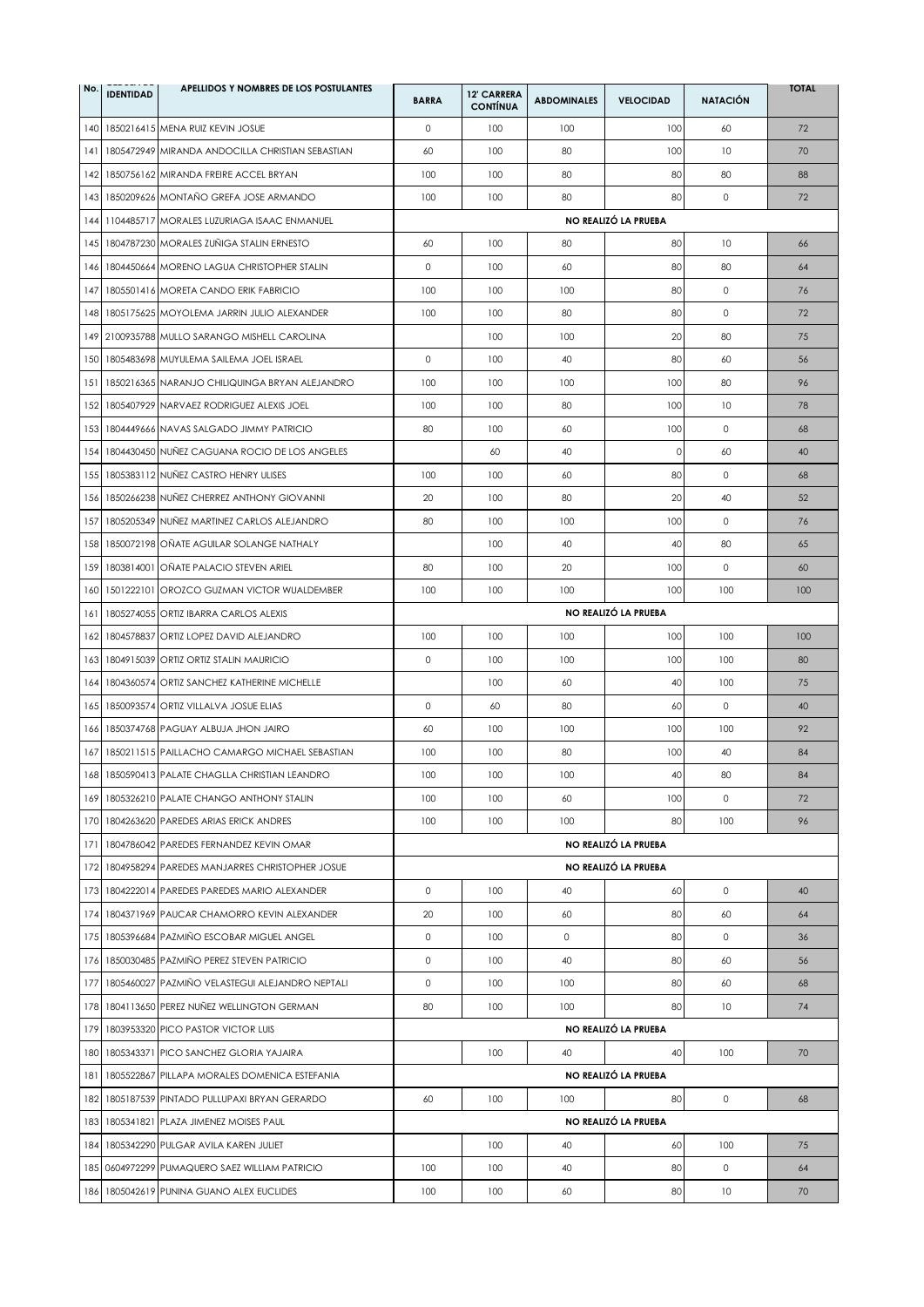| No. | IDENTIDAD | APELLIDOS Y NOMBRES DE LOS POSTULANTES | BARRA | 12' CARRERA CONTÍNUA | ABDOMINALES | VELOCIDAD | NATACIÓN | TOTAL |
|---|---|---|---|---|---|---|---|---|
| 140 | 1850216415 | MENA RUIZ KEVIN JOSUE | 0 | 100 | 100 | 100 | 60 | 72 |
| 141 | 1805472949 | MIRANDA ANDOCILLA CHRISTIAN SEBASTIAN | 60 | 100 | 80 | 100 | 10 | 70 |
| 142 | 1850756162 | MIRANDA FREIRE ACCEL BRYAN | 100 | 100 | 80 | 80 | 80 | 88 |
| 143 | 1850209626 | MONTAÑO GREFA JOSE ARMANDO | 100 | 100 | 80 | 80 | 0 | 72 |
| 144 | 1104485717 | MORALES LUZURIAGA ISAAC ENMANUEL | NO REALIZÓ LA PRUEBA | | | | | |
| 145 | 1804787230 | MORALES ZUÑIGA STALIN ERNESTO | 60 | 100 | 80 | 80 | 10 | 66 |
| 146 | 1804450664 | MORENO LAGUA CHRISTOPHER STALIN | 0 | 100 | 60 | 80 | 80 | 64 |
| 147 | 1805501416 | MORETA CANDO ERIK FABRICIO | 100 | 100 | 100 | 80 | 0 | 76 |
| 148 | 1805175625 | MOYOLEMA JARRIN JULIO ALEXANDER | 100 | 100 | 80 | 80 | 0 | 72 |
| 149 | 2100935788 | MULLO SARANGO MISHELL CAROLINA | | 100 | 100 | 20 | 80 | 75 |
| 150 | 1805483698 | MUYULEMA SAILEMA JOEL ISRAEL | 0 | 100 | 40 | 80 | 60 | 56 |
| 151 | 1850216365 | NARANJO CHILIQUINGA BRYAN ALEJANDRO | 100 | 100 | 100 | 100 | 80 | 96 |
| 152 | 1805407929 | NARVAEZ RODRIGUEZ ALEXIS JOEL | 100 | 100 | 80 | 100 | 10 | 78 |
| 153 | 1804449666 | NAVAS SALGADO JIMMY PATRICIO | 80 | 100 | 60 | 100 | 0 | 68 |
| 154 | 1804430450 | NUÑEZ CAGUANA ROCIO DE LOS ANGELES | | 60 | 40 | 0 | 60 | 40 |
| 155 | 1805383112 | NUÑEZ CASTRO HENRY ULISES | 100 | 100 | 60 | 80 | 0 | 68 |
| 156 | 1850266238 | NUÑEZ CHERREZ ANTHONY GIOVANNI | 20 | 100 | 80 | 20 | 40 | 52 |
| 157 | 1805205349 | NUÑEZ MARTINEZ CARLOS ALEJANDRO | 80 | 100 | 100 | 100 | 0 | 76 |
| 158 | 1850072198 | OÑATE AGUILAR SOLANGE NATHALY | | 100 | 40 | 40 | 80 | 65 |
| 159 | 1803814001 | OÑATE PALACIO STEVEN ARIEL | 80 | 100 | 20 | 100 | 0 | 60 |
| 160 | 1501222101 | OROZCO GUZMAN VICTOR WUALDEMBER | 100 | 100 | 100 | 100 | 100 | 100 |
| 161 | 1805274055 | ORTIZ IBARRA CARLOS ALEXIS | NO REALIZÓ LA PRUEBA | | | | | |
| 162 | 1804578837 | ORTIZ LOPEZ DAVID ALEJANDRO | 100 | 100 | 100 | 100 | 100 | 100 |
| 163 | 1804915039 | ORTIZ ORTIZ STALIN MAURICIO | 0 | 100 | 100 | 100 | 100 | 80 |
| 164 | 1804360574 | ORTIZ SANCHEZ KATHERINE MICHELLE | | 100 | 60 | 40 | 100 | 75 |
| 165 | 1850093574 | ORTIZ VILLALVA JOSUE ELIAS | 0 | 60 | 80 | 60 | 0 | 40 |
| 166 | 1850374768 | PAGUAY ALBUJA JHON JAIRO | 60 | 100 | 100 | 100 | 100 | 92 |
| 167 | 1850211515 | PAILLACHO CAMARGO MICHAEL SEBASTIAN | 100 | 100 | 80 | 100 | 40 | 84 |
| 168 | 1850590413 | PALATE CHAGLLA CHRISTIAN LEANDRO | 100 | 100 | 100 | 40 | 80 | 84 |
| 169 | 1805326210 | PALATE CHANGO ANTHONY STALIN | 100 | 100 | 60 | 100 | 0 | 72 |
| 170 | 1804263620 | PAREDES ARIAS ERICK ANDRES | 100 | 100 | 100 | 80 | 100 | 96 |
| 171 | 1804786042 | PAREDES FERNANDEZ KEVIN OMAR | NO REALIZÓ LA PRUEBA | | | | | |
| 172 | 1804958294 | PAREDES MANJARRES CHRISTOPHER JOSUE | NO REALIZÓ LA PRUEBA | | | | | |
| 173 | 1804222014 | PAREDES PAREDES MARIO ALEXANDER | 0 | 100 | 40 | 60 | 0 | 40 |
| 174 | 1804371969 | PAUCAR CHAMORRO KEVIN ALEXANDER | 20 | 100 | 60 | 80 | 60 | 64 |
| 175 | 1805396684 | PAZMIÑO ESCOBAR MIGUEL ANGEL | 0 | 100 | 0 | 80 | 0 | 36 |
| 176 | 1850030485 | PAZMIÑO PEREZ STEVEN PATRICIO | 0 | 100 | 40 | 80 | 60 | 56 |
| 177 | 1805460027 | PAZMIÑO VELASTEGUI ALEJANDRO NEPTALI | 0 | 100 | 100 | 80 | 60 | 68 |
| 178 | 1804113650 | PEREZ NUÑEZ WELLINGTON GERMAN | 80 | 100 | 100 | 80 | 10 | 74 |
| 179 | 1803953320 | PICO PASTOR VICTOR LUIS | NO REALIZÓ LA PRUEBA | | | | | |
| 180 | 1805343371 | PICO SANCHEZ GLORIA YAJAIRA | | 100 | 40 | 40 | 100 | 70 |
| 181 | 1805522867 | PILLAPA MORALES DOMENICA ESTEFANIA | NO REALIZÓ LA PRUEBA | | | | | |
| 182 | 1805187539 | PINTADO PULLUPAXI BRYAN GERARDO | 60 | 100 | 100 | 80 | 0 | 68 |
| 183 | 1805341821 | PLAZA JIMENEZ MOISES PAUL | NO REALIZÓ LA PRUEBA | | | | | |
| 184 | 1805342290 | PULGAR AVILA KAREN JULIET | | 100 | 40 | 60 | 100 | 75 |
| 185 | 0604972299 | PUMAQUERO SAEZ WILLIAM PATRICIO | 100 | 100 | 40 | 80 | 0 | 64 |
| 186 | 1805042619 | PUNINA GUANO ALEX EUCLIDES | 100 | 100 | 60 | 80 | 10 | 70 |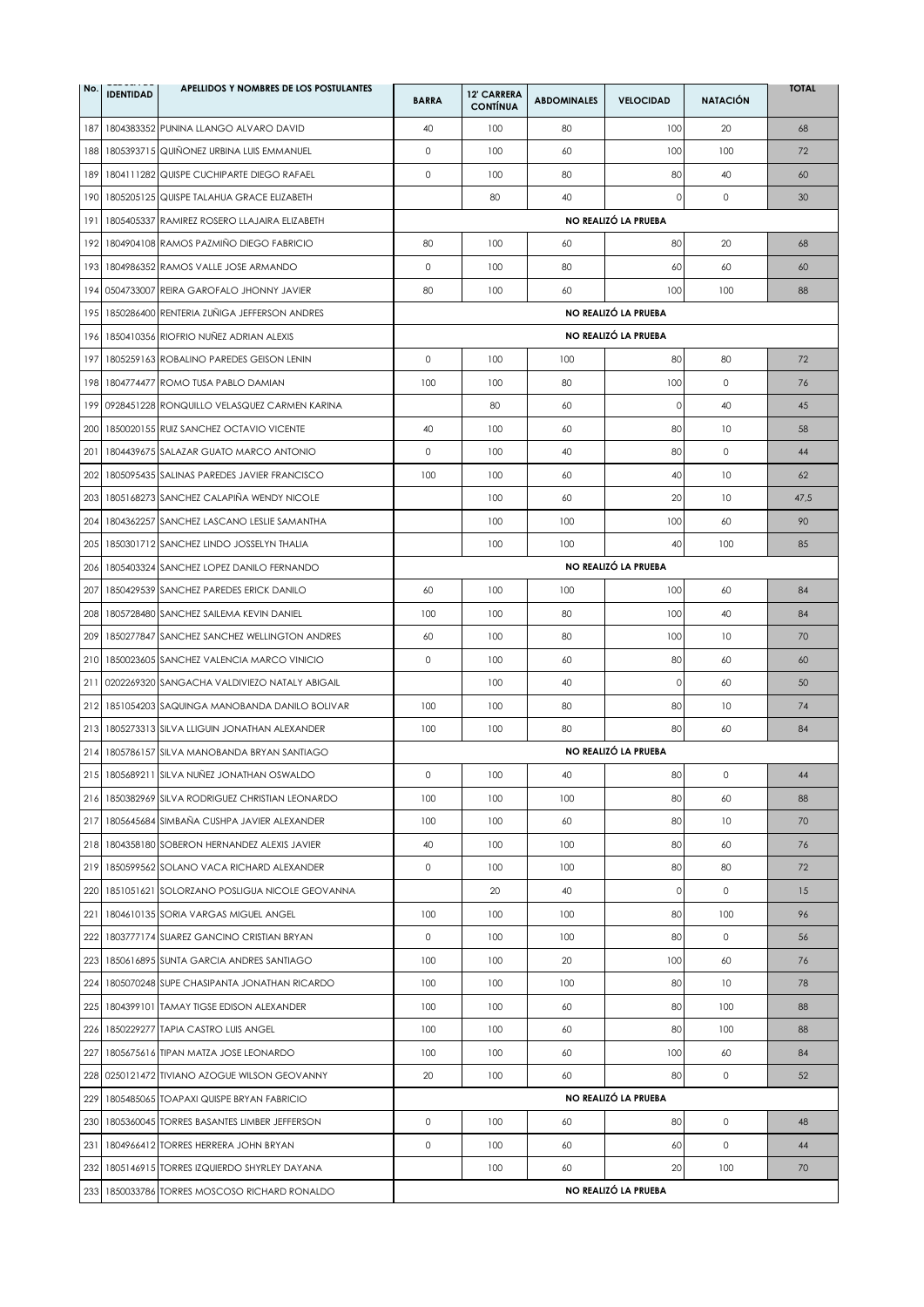| No. | IDENTIDAD | APELLIDOS Y NOMBRES DE LOS POSTULANTES | BARRA | 12' CARRERA CONTÍNUA | ABDOMINALES | VELOCIDAD | NATACIÓN | TOTAL |
|---|---|---|---|---|---|---|---|---|
| 187 | 1804383352 | PUNINA LLANGO ALVARO DAVID | 40 | 100 | 80 | 100 | 20 | 68 |
| 188 | 1805393715 | QUIÑONEZ URBINA LUIS EMMANUEL | 0 | 100 | 60 | 100 | 100 | 72 |
| 189 | 1804111282 | QUISPE CUCHIPARTE DIEGO RAFAEL | 0 | 100 | 80 | 80 | 40 | 60 |
| 190 | 1805205125 | QUISPE TALAHUA GRACE ELIZABETH | | 80 | 40 | 0 | 0 | 30 |
| 191 | 1805405337 | RAMIREZ ROSERO LLAJAIRA ELIZABETH | NO REALIZÓ LA PRUEBA | | | | | |
| 192 | 1804904108 | RAMOS PAZMIÑO DIEGO FABRICIO | 80 | 100 | 60 | 80 | 20 | 68 |
| 193 | 1804986352 | RAMOS VALLE JOSE ARMANDO | 0 | 100 | 80 | 60 | 60 | 60 |
| 194 | 0504733007 | REIRA GAROFALO JHONNY JAVIER | 80 | 100 | 60 | 100 | 100 | 88 |
| 195 | 1850286400 | RENTERIA ZUÑIGA JEFFERSON ANDRES | NO REALIZÓ LA PRUEBA | | | | | |
| 196 | 1850410356 | RIOFRIO NUÑEZ ADRIAN ALEXIS | NO REALIZÓ LA PRUEBA | | | | | |
| 197 | 1805259163 | ROBALINO PAREDES GEISON LENIN | 0 | 100 | 100 | 80 | 80 | 72 |
| 198 | 1804774477 | ROMO TUSA PABLO DAMIAN | 100 | 100 | 80 | 100 | 0 | 76 |
| 199 | 0928451228 | RONQUILLO VELASQUEZ CARMEN KARINA | | 80 | 60 | 0 | 40 | 45 |
| 200 | 1850020155 | RUIZ SANCHEZ OCTAVIO VICENTE | 40 | 100 | 60 | 80 | 10 | 58 |
| 201 | 1804439675 | SALAZAR GUATO MARCO ANTONIO | 0 | 100 | 40 | 80 | 0 | 44 |
| 202 | 1805095435 | SALINAS PAREDES JAVIER FRANCISCO | 100 | 100 | 60 | 40 | 10 | 62 |
| 203 | 1805168273 | SANCHEZ CALAPIÑA WENDY NICOLE | | 100 | 60 | 20 | 10 | 47,5 |
| 204 | 1804362257 | SANCHEZ LASCANO LESLIE SAMANTHA | | 100 | 100 | 100 | 60 | 90 |
| 205 | 1850301712 | SANCHEZ LINDO JOSSELYN THALIA | | 100 | 100 | 40 | 100 | 85 |
| 206 | 1805403324 | SANCHEZ LOPEZ DANILO FERNANDO | NO REALIZÓ LA PRUEBA | | | | | |
| 207 | 1850429539 | SANCHEZ PAREDES ERICK DANILO | 60 | 100 | 100 | 100 | 60 | 84 |
| 208 | 1805728480 | SANCHEZ SAILEMA KEVIN DANIEL | 100 | 100 | 80 | 100 | 40 | 84 |
| 209 | 1850277847 | SANCHEZ SANCHEZ WELLINGTON ANDRES | 60 | 100 | 80 | 100 | 10 | 70 |
| 210 | 1850023605 | SANCHEZ VALENCIA MARCO VINICIO | 0 | 100 | 60 | 80 | 60 | 60 |
| 211 | 0202269320 | SANGACHA VALDIVIEZO NATALY ABIGAIL | | 100 | 40 | 0 | 60 | 50 |
| 212 | 1851054203 | SAQUINGA MANOBANDA DANILO BOLIVAR | 100 | 100 | 80 | 80 | 10 | 74 |
| 213 | 1805273313 | SILVA LLIGUIN JONATHAN ALEXANDER | 100 | 100 | 80 | 80 | 60 | 84 |
| 214 | 1805786157 | SILVA MANOBANDA BRYAN SANTIAGO | NO REALIZÓ LA PRUEBA | | | | | |
| 215 | 1805689211 | SILVA NUÑEZ JONATHAN OSWALDO | 0 | 100 | 40 | 80 | 0 | 44 |
| 216 | 1850382969 | SILVA RODRIGUEZ CHRISTIAN LEONARDO | 100 | 100 | 100 | 80 | 60 | 88 |
| 217 | 1805645684 | SIMBAÑA CUSHPA JAVIER ALEXANDER | 100 | 100 | 60 | 80 | 10 | 70 |
| 218 | 1804358180 | SOBERON HERNANDEZ ALEXIS JAVIER | 40 | 100 | 100 | 80 | 60 | 76 |
| 219 | 1850599562 | SOLANO VACA RICHARD ALEXANDER | 0 | 100 | 100 | 80 | 80 | 72 |
| 220 | 1851051621 | SOLORZANO POSLIGUA NICOLE GEOVANNA | | 20 | 40 | 0 | 0 | 15 |
| 221 | 1804610135 | SORIA VARGAS MIGUEL ANGEL | 100 | 100 | 100 | 80 | 100 | 96 |
| 222 | 1803777174 | SUAREZ GANCINO CRISTIAN BRYAN | 0 | 100 | 100 | 80 | 0 | 56 |
| 223 | 1850616895 | SUNTA GARCIA ANDRES SANTIAGO | 100 | 100 | 20 | 100 | 60 | 76 |
| 224 | 1805070248 | SUPE CHASIPANTA JONATHAN RICARDO | 100 | 100 | 100 | 80 | 10 | 78 |
| 225 | 1804399101 | TAMAY TIGSE EDISON ALEXANDER | 100 | 100 | 60 | 80 | 100 | 88 |
| 226 | 1850229277 | TAPIA CASTRO LUIS ANGEL | 100 | 100 | 60 | 80 | 100 | 88 |
| 227 | 1805675616 | TIPAN MATZA JOSE LEONARDO | 100 | 100 | 60 | 100 | 60 | 84 |
| 228 | 0250121472 | TIVIANO AZOGUE WILSON GEOVANNY | 20 | 100 | 60 | 80 | 0 | 52 |
| 229 | 1805485065 | TOAPAXI QUISPE BRYAN FABRICIO | NO REALIZÓ LA PRUEBA | | | | | |
| 230 | 1805360045 | TORRES BASANTES LIMBER JEFFERSON | 0 | 100 | 60 | 80 | 0 | 48 |
| 231 | 1804966412 | TORRES HERRERA JOHN BRYAN | 0 | 100 | 60 | 60 | 0 | 44 |
| 232 | 1805146915 | TORRES IZQUIERDO SHYRLEY DAYANA | | 100 | 60 | 20 | 100 | 70 |
| 233 | 1850033786 | TORRES MOSCOSO RICHARD RONALDO | NO REALIZÓ LA PRUEBA | | | | | |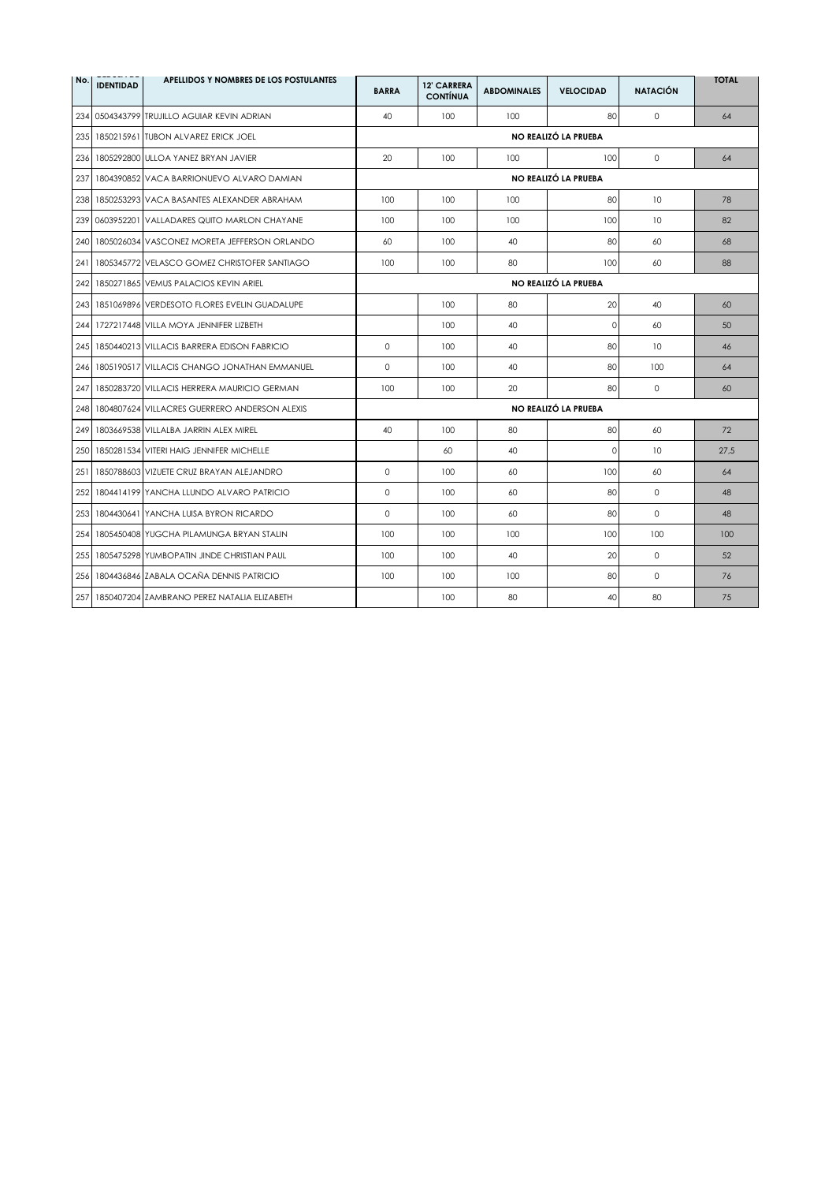| No. | IDENTIDAD | APELLIDOS Y NOMBRES DE LOS POSTULANTES | BARRA | 12' CARRERA CONTÍNUA | ABDOMINALES | VELOCIDAD | NATACIÓN | TOTAL |
|---|---|---|---|---|---|---|---|---|
| 234 | 0504343799 | TRUJILLO AGUIAR KEVIN ADRIAN | 40 | 100 | 100 | 80 | 0 | 64 |
| 235 | 1850215961 | TUBON ALVAREZ ERICK JOEL | NO REALIZÓ LA PRUEBA | | | | | |
| 236 | 1805292800 | ULLOA YANEZ BRYAN JAVIER | 20 | 100 | 100 | 100 | 0 | 64 |
| 237 | 1804390852 | VACA BARRIONUEVO ALVARO DAMIAN | NO REALIZÓ LA PRUEBA | | | | | |
| 238 | 1850253293 | VACA BASANTES ALEXANDER ABRAHAM | 100 | 100 | 100 | 80 | 10 | 78 |
| 239 | 0603952201 | VALLADARES QUITO MARLON CHAYANE | 100 | 100 | 100 | 100 | 10 | 82 |
| 240 | 1805026034 | VASCONEZ MORETA JEFFERSON ORLANDO | 60 | 100 | 40 | 80 | 60 | 68 |
| 241 | 1805345772 | VELASCO GOMEZ CHRISTOFER SANTIAGO | 100 | 100 | 80 | 100 | 60 | 88 |
| 242 | 1850271865 | VEMUS PALACIOS KEVIN ARIEL | NO REALIZÓ LA PRUEBA | | | | | |
| 243 | 1851069896 | VERDESOTO FLORES EVELIN GUADALUPE | | 100 | 80 | 20 | 40 | 60 |
| 244 | 1727217448 | VILLA MOYA JENNIFER LIZBETH | | 100 | 40 | 0 | 60 | 50 |
| 245 | 1850440213 | VILLACIS BARRERA EDISON FABRICIO | 0 | 100 | 40 | 80 | 10 | 46 |
| 246 | 1805190517 | VILLACIS CHANGO JONATHAN EMMANUEL | 0 | 100 | 40 | 80 | 100 | 64 |
| 247 | 1850283720 | VILLACIS HERRERA MAURICIO GERMAN | 100 | 100 | 20 | 80 | 0 | 60 |
| 248 | 1804807624 | VILLACRES GUERRERO ANDERSON ALEXIS | NO REALIZÓ LA PRUEBA | | | | | |
| 249 | 1803669538 | VILLALBA JARRIN ALEX MIREL | 40 | 100 | 80 | 80 | 60 | 72 |
| 250 | 1850281534 | VITERI HAIG JENNIFER MICHELLE | | 60 | 40 | 0 | 10 | 27,5 |
| 251 | 1850788603 | VIZUETE CRUZ BRAYAN ALEJANDRO | 0 | 100 | 60 | 100 | 60 | 64 |
| 252 | 1804414199 | YANCHA LLUNDO ALVARO PATRICIO | 0 | 100 | 60 | 80 | 0 | 48 |
| 253 | 1804430641 | YANCHA LUISA BYRON RICARDO | 0 | 100 | 60 | 80 | 0 | 48 |
| 254 | 1805450408 | YUGCHA PILAMUNGA BRYAN STALIN | 100 | 100 | 100 | 100 | 100 | 100 |
| 255 | 1805475298 | YUMBOPATIN JINDE CHRISTIAN PAUL | 100 | 100 | 40 | 20 | 0 | 52 |
| 256 | 1804436846 | ZABALA OCAÑA DENNIS PATRICIO | 100 | 100 | 100 | 80 | 0 | 76 |
| 257 | 1850407204 | ZAMBRANO PEREZ NATALIA ELIZABETH | | 100 | 80 | 40 | 80 | 75 |